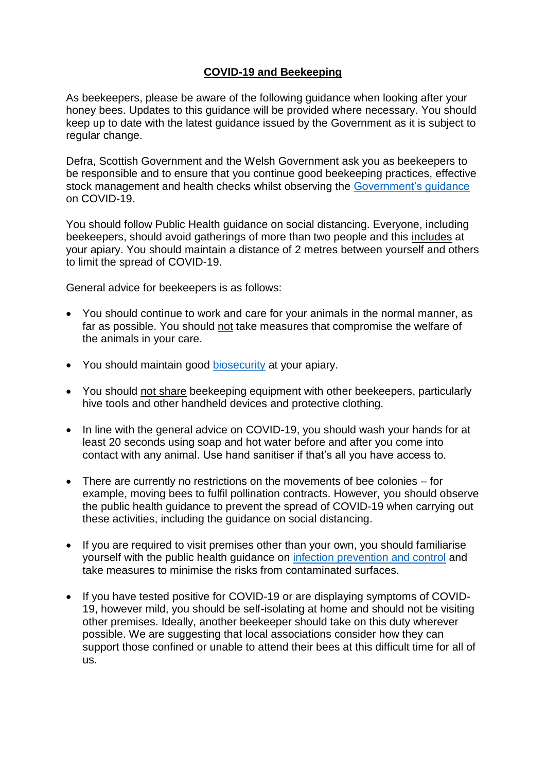# COVID-19 and Beekeeping

As beekeepers, please be aware of the following guidance when looking after your honey bees. Updates to this guidance will be provided where necessary. You should keep up to date with the latest guidance issued by the Government as it is subject to regular change.

Defra, Scottish Government and the Welsh Government ask you as beekeepers to be responsible and to ensure that you continue good beekeeping practices, effective stock management and health checks whilst observing the Government's guidance on COVID-19.

You should follow Public Health guidance on social distancing. Everyone, including beekeepers, should avoid gatherings of more than two people and this includes at your apiary. You should maintain a distance of 2 metres between yourself and others to limit the spread of COVID-19.

General advice for beekeepers is as follows:

- You should continue to work and care for your animals in the normal manner, as far as possible. You should not take measures that compromise the welfare of the animals in your care.
- You should maintain good biosecurity at your apiary.
- You should not share beekeeping equipment with other beekeepers, particularly hive tools and other handheld devices and protective clothing.
- In line with the general advice on COVID-19, you should wash your hands for at least 20 seconds using soap and hot water before and after you come into contact with any animal. Use hand sanitiser if that's all you have access to.
- There are currently no restrictions on the movements of bee colonies – for example, moving bees to fulfil pollination contracts. However, you should observe the public health guidance to prevent the spread of COVID-19 when carrying out these activities, including the guidance on social distancing.
- If you are required to visit premises other than your own, you should familiarise yourself with the public health guidance on infection prevention and control and take measures to minimise the risks from contaminated surfaces.
- If you have tested positive for COVID-19 or are displaying symptoms of COVID-19, however mild, you should be self-isolating at home and should not be visiting other premises. Ideally, another beekeeper should take on this duty wherever possible. We are suggesting that local associations consider how they can support those confined or unable to attend their bees at this difficult time for all of us.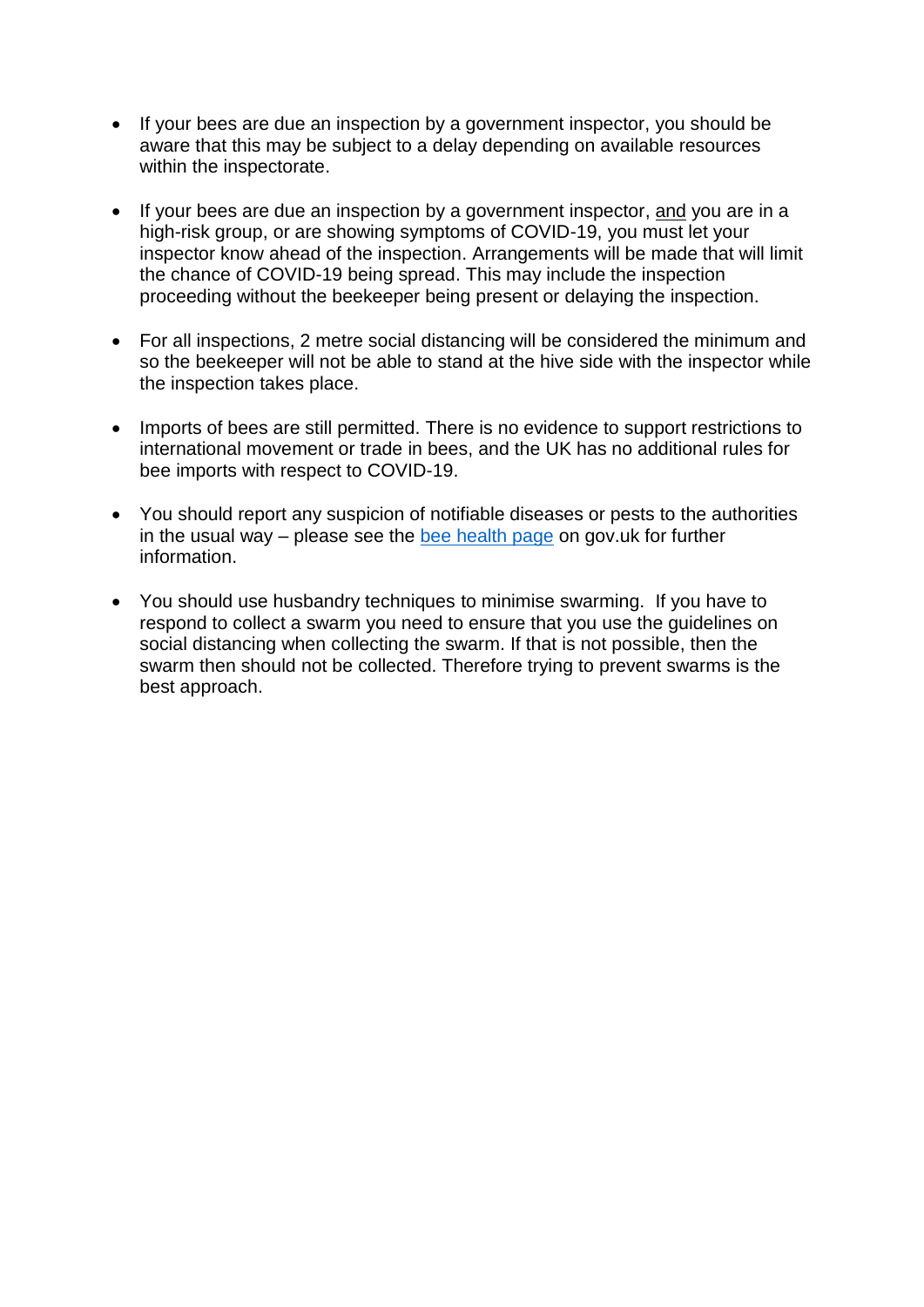- If your bees are due an inspection by a government inspector, you should be aware that this may be subject to a delay depending on available resources within the inspectorate.

- If your bees are due an inspection by a government inspector, <u>and</u> you are in a high-risk group, or are showing symptoms of COVID-19, you must let your inspector know ahead of the inspection. Arrangements will be made that will limit the chance of COVID-19 being spread. This may include the inspection proceeding without the beekeeper being present or delaying the inspection.

- For all inspections, 2 metre social distancing will be considered the minimum and so the beekeeper will not be able to stand at the hive side with the inspector while the inspection takes place.

- Imports of bees are still permitted. There is no evidence to support restrictions to international movement or trade in bees, and the UK has no additional rules for bee imports with respect to COVID-19.

- You should report any suspicion of notifiable diseases or pests to the authorities in the usual way – please see the [bee health page]() on gov.uk for further information.

- You should use husbandry techniques to minimise swarming. If you have to respond to collect a swarm you need to ensure that you use the guidelines on social distancing when collecting the swarm. If that is not possible, then the swarm then should not be collected. Therefore trying to prevent swarms is the best approach.